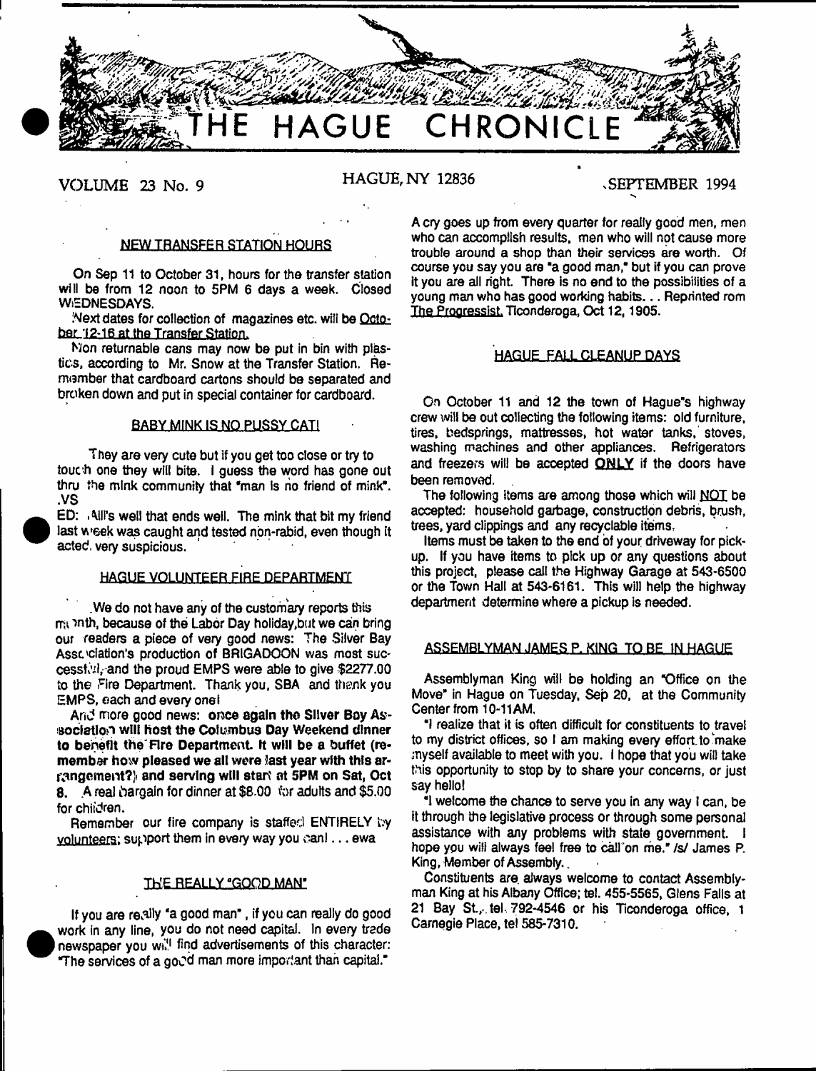# THE HAGUE CHRONICLE

VOLUME 23 No. 9 HAGUE, NY 12836 SEPTEMBER 1994

## NEW TRANSFER STATION HOURS

On Sep 11 to October 31, hours for the transfer station will be from 12 noon to 5PM 6 days a week. Closed WEDNESDAYS.

Next dates for collection of magazines etc. will be October 12-16 at the Transfer Station.

Non returnable cans may now be put in bin with plastics, according to Mr. Snow at the Transfer Station. Remember that cardboard cartons should be separated and broken down and put in special container for cardboard.

## BABY MINK IS NO PUSSY CAT!

They are very cute but if you get too close or try to touch one they will bite. I guess the word has gone out thru the mink community that "man is no friend of mink". .VS

ED: All's well that ends well. The mink that bit my friend last week was caught and tested non-rabid, even though it acted very suspicious.

## HAGUE VOLUNTEER FIRE DEPARTMENT

We do not have any of the customary reports this month, because of the Labor Day holiday,but we can bring our readers a piece of very good news: The Silver Bay Association's production of BRIGADOON was most successful, and the proud EMPS were able to give $2277.00 to the Fire Department. Thank you, SBA and thank you EMPS, each and every one!

And more good news: **once again the Silver Bay Association will host the Columbus Day Weekend dinner to benefit the Fire Department. It will be a buffet (remember how pleased we all were last year with this arrangement?) and serving will start at 5PM on Sat, Oct 8.** A real bargain for dinner at $8.00 for adults and $5.00 for children.

Remember our fire company is staffed ENTIRELY by volunteers; support them in every way you can! . . . ewa

## THE REALLY "GOOD MAN"

If you are really "a good man", if you can really do good work in any line, you do not need capital. In every trade newspaper you will find advertisements of this character: "The services of a good man more important than capital." A cry goes up from every quarter for really good men, men who can accomplish results, men who will not cause more trouble around a shop than their services are worth. Of course you say you are "a good man," but if you can prove it you are all right. There is no end to the possibilities of a young man who has good working habits. . . Reprinted rom The Progressist, Ticonderoga, Oct 12, 1905.

## HAGUE FALL CLEANUP DAYS

On October 11 and 12 the town of Hague's highway crew will be out collecting the following items: old furniture, tires, bedsprings, mattresses, hot water tanks, stoves, washing machines and other appliances. Refrigerators and freezers will be accepted **ONLY** if the doors have been removed.

The following items are among those which will NOT be accepted: household garbage, construction debris, brush, trees, yard clippings and any recyclable items.

Items must be taken to the end of your driveway for pickup. If you have items to pick up or any questions about this project, please call the Highway Garage at 543-6500 or the Town Hall at 543-6161. This will help the highway department determine where a pickup is needed.

## ASSEMBLYMAN JAMES P. KING TO BE IN HAGUE

Assemblyman King will be holding an "Office on the Move" in Hague on Tuesday, Sep 20, at the Community Center from 10-11AM.

"I realize that it is often difficult for constituents to travel to my district offices, so I am making every effort to make myself available to meet with you. I hope that you will take this opportunity to stop by to share your concerns, or just say hello!

"I welcome the chance to serve you in any way I can, be it through the legislative process or through some personal assistance with any problems with state government. I hope you will always feel free to call on me." /s/ James P. King, Member of Assembly.

Constituents are always welcome to contact Assemblyman King at his Albany Office; tel. 455-5565, Glens Falls at 21 Bay St., tel. 792-4546 or his Ticonderoga office, 1 Carnegie Place, tel 585-7310.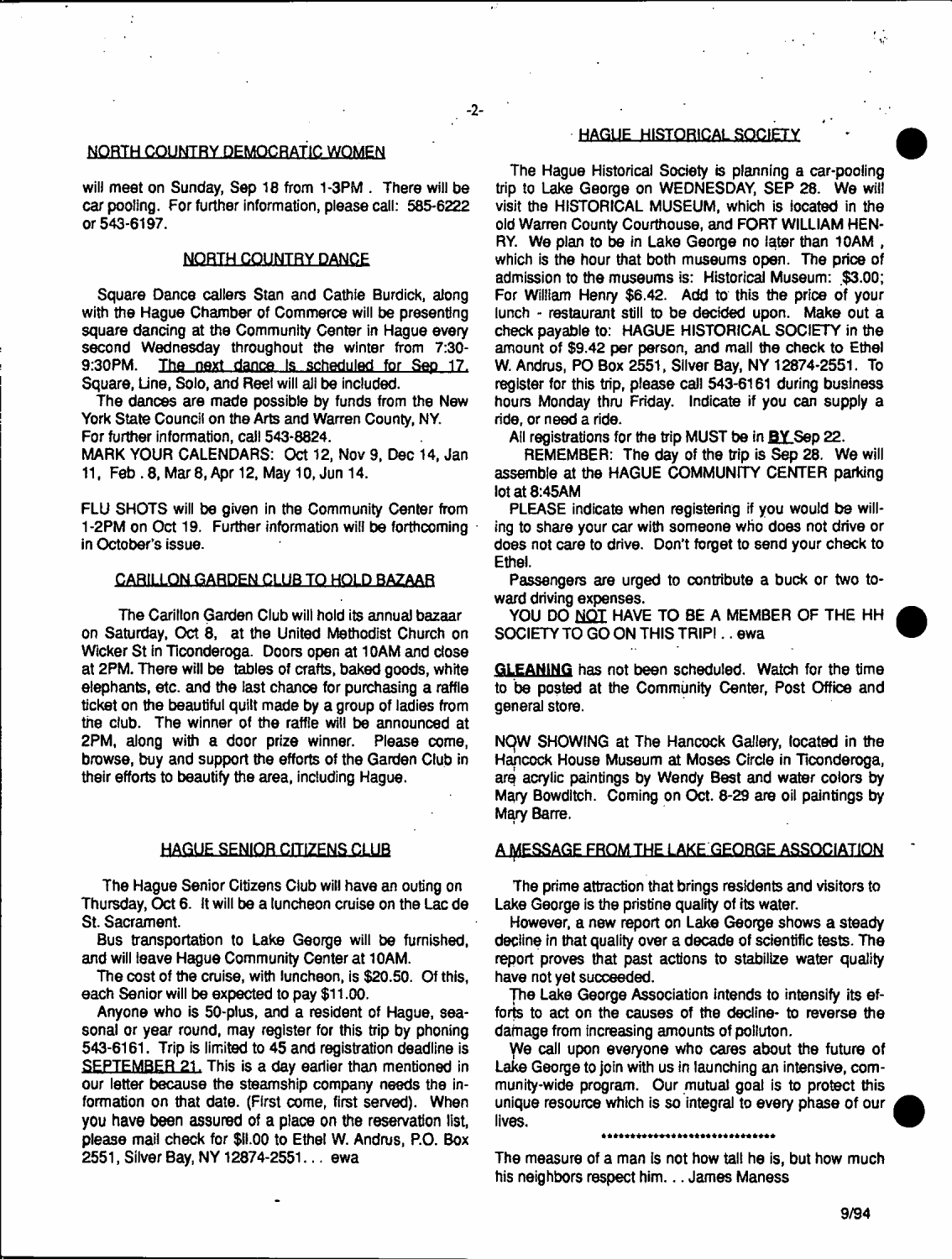## NORTH COUNTRY DEMOCRATIC WOMEN

will meet on Sunday, Sep 18 from 1-3PM . There will be car pooling. For further information, please call: 585-6222 or 543-6197.

## NORTH COUNTRY DANCE

Square Dance callers Stan and Cathie Burdick, along with the Hague Chamber of Commerce will be presenting square dancing at the Community Center in Hague every second Wednesday throughout the winter from 7:30-9:30PM. The next dance is scheduled for Sep 17. Square, Line, Solo, and Reel will all be included.

The dances are made possible by funds from the New York State Council on the Arts and Warren County, NY. For further information, call 543-8824.

MARK YOUR CALENDARS: Oct 12, Nov 9, Dec 14, Jan 11, Feb . 8, Mar 8, Apr 12, May 10, Jun 14.

FLU SHOTS will be given in the Community Center from 1-2PM on Oct 19. Further information will be forthcoming in October's issue.

## CARILLON GARDEN CLUB TO HOLD BAZAAR

The Carillon Garden Club will hold its annual bazaar on Saturday, Oct 8, at the United Methodist Church on Wicker St in Ticonderoga. Doors open at 10AM and close at 2PM. There will be tables of crafts, baked goods, white elephants, etc. and the last chance for purchasing a raffle ticket on the beautiful quilt made by a group of ladies from the club. The winner of the raffle will be announced at 2PM, along with a door prize winner. Please come, browse, buy and support the efforts of the Garden Club in their efforts to beautify the area, including Hague.

## HAGUE SENIOR CITIZENS CLUB

The Hague Senior Citizens Club will have an outing on Thursday, Oct 6. It will be a luncheon cruise on the Lac de St. Sacrament.

Bus transportation to Lake George will be furnished, and will leave Hague Community Center at 10AM.

The cost of the cruise, with luncheon, is $20.50. Of this, each Senior will be expected to pay $11.00.

Anyone who is 50-plus, and a resident of Hague, seasonal or year round, may register for this trip by phoning 543-6161. Trip is limited to 45 and registration deadline is SEPTEMBER 21. This is a day earlier than mentioned in our letter because the steamship company needs the information on that date. (First come, first served). When you have been assured of a place on the reservation list, please mail check for $11.00 to Ethel W. Andrus, P.O. Box 2551, Silver Bay, NY 12874-2551... ewa

## HAGUE HISTORICAL SOCIETY

The Hague Historical Society is planning a car-pooling trip to Lake George on WEDNESDAY, SEP 28. We will visit the HISTORICAL MUSEUM, which is located in the old Warren County Courthouse, and FORT WILLIAM HENRY. We plan to be in Lake George no later than 10AM , which is the hour that both museums open. The price of admission to the museums is: Historical Museum: $3.00; For William Henry $6.42. Add to this the price of your lunch - restaurant still to be decided upon. Make out a check payable to: HAGUE HISTORICAL SOCIETY in the amount of $9.42 per person, and mail the check to Ethel W. Andrus, PO Box 2551, Silver Bay, NY 12874-2551. To register for this trip, please call 543-6161 during business hours Monday thru Friday. Indicate if you can supply a ride, or need a ride.

All registrations for the trip MUST be in **BY** Sep 22.

REMEMBER: The day of the trip is Sep 28. We will assemble at the HAGUE COMMUNITY CENTER parking lot at 8:45AM

PLEASE indicate when registering if you would be willing to share your car with someone who does not drive or does not care to drive. Don't forget to send your check to Ethel.

Passengers are urged to contribute a buck or two toward driving expenses.

YOU DO NOT HAVE TO BE A MEMBER OF THE HH SOCIETY TO GO ON THIS TRIP! .. ewa

**GLEANING** has not been scheduled. Watch for the time to be posted at the Community Center, Post Office and general store.

NOW SHOWING at The Hancock Gallery, located in the Hancock House Museum at Moses Circle in Ticonderoga, are acrylic paintings by Wendy Best and water colors by Mary Bowditch. Coming on Oct. 8-29 are oil paintings by Mary Barre.

## A MESSAGE FROM THE LAKE GEORGE ASSOCIATION

The prime attraction that brings residents and visitors to Lake George is the pristine quality of its water.

However, a new report on Lake George shows a steady decline in that quality over a decade of scientific tests. The report proves that past actions to stabilize water quality have not yet succeeded.

The Lake George Association intends to intensify its efforts to act on the causes of the decline- to reverse the damage from increasing amounts of polluton.

We call upon everyone who cares about the future of Lake George to join with us in launching an intensive, community-wide program. Our mutual goal is to protect this unique resource which is so integral to every phase of our lives.

*****************************

The measure of a man is not how tall he is, but how much his neighbors respect him. . . James Maness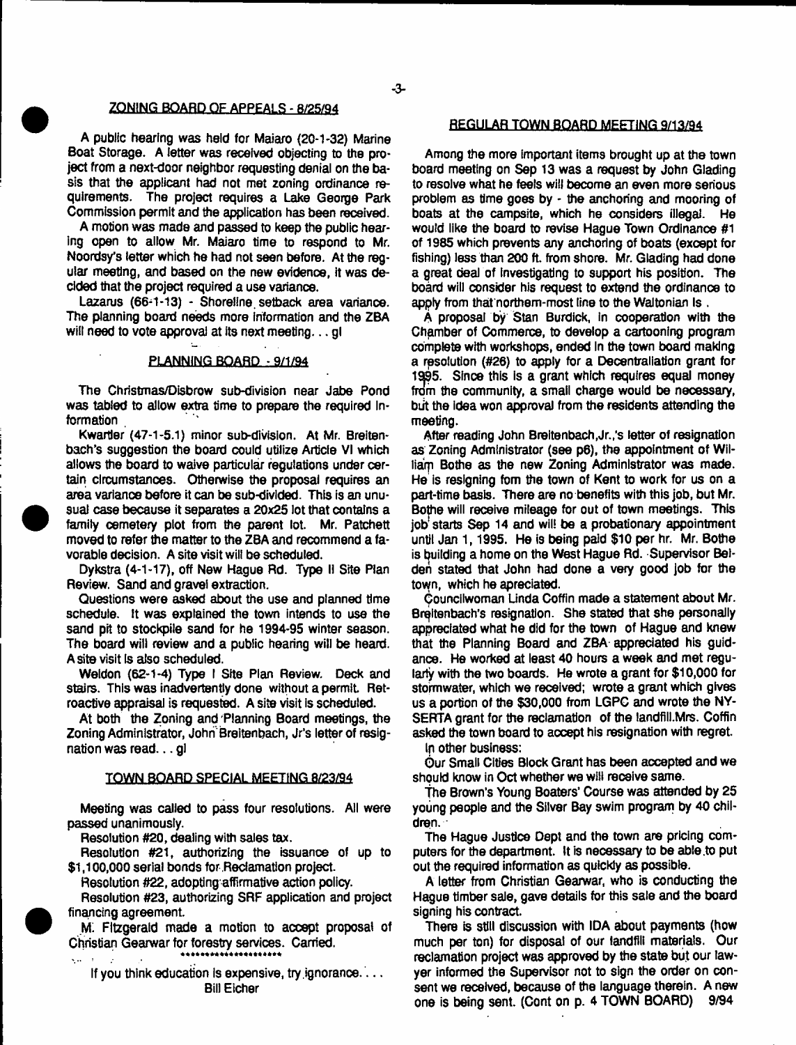## ZONING BOARD OF APPEALS - 8/25/94

A public hearing was held for Maiaro (20-1-32) Marine Boat Storage. A letter was received objecting to the project from a next-door neighbor requesting denial on the basis that the applicant had not met zoning ordinance requirements. The project requires a Lake George Park Commission permit and the application has been received.

A motion was made and passed to keep the public hearing open to allow Mr. Maiaro time to respond to Mr. Noordsy's letter which he had not seen before. At the regular meeting, and based on the new evidence, it was decided that the project required a use variance.

Lazarus (66-1-13) - Shoreline setback area variance. The planning board needs more information and the ZBA will need to vote approval at its next meeting. . . gl

## PLANNING BOARD - 9/1/94

The Christmas/Disbrow sub-division near Jabe Pond was tabled to allow extra time to prepare the required information

Kwartler (47-1-5.1) minor sub-division. At Mr. Breitenbach's suggestion the board could utilize Article VI which allows the board to waive particular regulations under certain circumstances. Otherwise the proposal requires an area variance before it can be sub-divided. This is an unusual case because it separates a 20x25 lot that contains a family cemetery plot from the parent lot. Mr. Patchett moved to refer the matter to the ZBA and recommend a favorable decision. A site visit will be scheduled.

Dykstra (4-1-17), off New Hague Rd. Type II Site Plan Review. Sand and gravel extraction.

Questions were asked about the use and planned time schedule. It was explained the town intends to use the sand pit to stockpile sand for he 1994-95 winter season. The board will review and a public hearing will be heard. A site visit is also scheduled.

Weldon (62-1-4) Type I Site Plan Review. Deck and stairs. This was inadvertently done without a permit. Retroactive appraisal is requested. A site visit is scheduled.

At both the Zoning and Planning Board meetings, the Zoning Administrator, John Breitenbach, Jr's letter of resignation was read. . . gl

## TOWN BOARD SPECIAL MEETING 8/23/94

Meeting was called to pass four resolutions. All were passed unanimously.

Resolution #20, dealing with sales tax.

Resolution #21, authorizing the issuance of up to $1,100,000 serial bonds for Reclamation project.

Resolution #22, adopting affirmative action policy.

Resolution #23, authorizing SRF application and project financing agreement.

M. Fitzgerald made a motion to accept proposal of Christian Gearwar for forestry services. Carried.

*********************

If you think education is expensive, try ignorance. . . .
Bill Eicher

## REGULAR TOWN BOARD MEETING 9/13/94

Among the more important items brought up at the town board meeting on Sep 13 was a request by John Glading to resolve what he feels will become an even more serious problem as time goes by - the anchoring and mooring of boats at the campsite, which he considers illegal. He would like the board to revise Hague Town Ordinance #1 of 1985 which prevents any anchoring of boats (except for fishing) less than 200 ft. from shore. Mr. Glading had done a great deal of investigating to support his position. The board will consider his request to extend the ordinance to apply from that northern-most line to the Waltonian Is .

A proposal by Stan Burdick, in cooperation with the Chamber of Commerce, to develop a cartooning program complete with workshops, ended in the town board making a resolution (#26) to apply for a Decentralization grant for 1995. Since this is a grant which requires equal money from the community, a small charge would be necessary, but the idea won approval from the residents attending the meeting.

After reading John Breitenbach,Jr.,'s letter of resignation as Zoning Administrator (see p6), the appointment of William Bothe as the new Zoning Administrator was made. He is resigning fom the town of Kent to work for us on a part-time basis. There are no benefits with this job, but Mr. Bothe will receive mileage for out of town meetings. This job starts Sep 14 and will be a probationary appointment until Jan 1, 1995. He is being paid $10 per hr. Mr. Bothe is building a home on the West Hague Rd. Supervisor Belden stated that John had done a very good job for the town, which he apreciated.

Councilwoman Linda Coffin made a statement about Mr. Breitenbach's resignation. She stated that she personally appreciated what he did for the town of Hague and knew that the Planning Board and ZBA appreciated his guidance. He worked at least 40 hours a week and met regularly with the two boards. He wrote a grant for $10,000 for stormwater, which we received; wrote a grant which gives us a portion of the $30,000 from LGPC and wrote the NY-SERTA grant for the reclamation of the landfill.Mrs. Coffin asked the town board to accept his resignation with regret.

In other business:

Our Small Cities Block Grant has been accepted and we should know in Oct whether we will receive same.

The Brown's Young Boaters' Course was attended by 25 young people and the Silver Bay swim program by 40 children.

The Hague Justice Dept and the town are pricing computers for the department. It is necessary to be able to put out the required information as quickly as possible.

A letter from Christian Gearwar, who is conducting the Hague timber sale, gave details for this sale and the board signing his contract.

There is still discussion with IDA about payments (how much per ton) for disposal of our landfill materials. Our reclamation project was approved by the state but our lawyer informed the Supervisor not to sign the order on consent we received, because of the language therein. A new one is being sent. (Cont on p. 4 TOWN BOARD) 9/94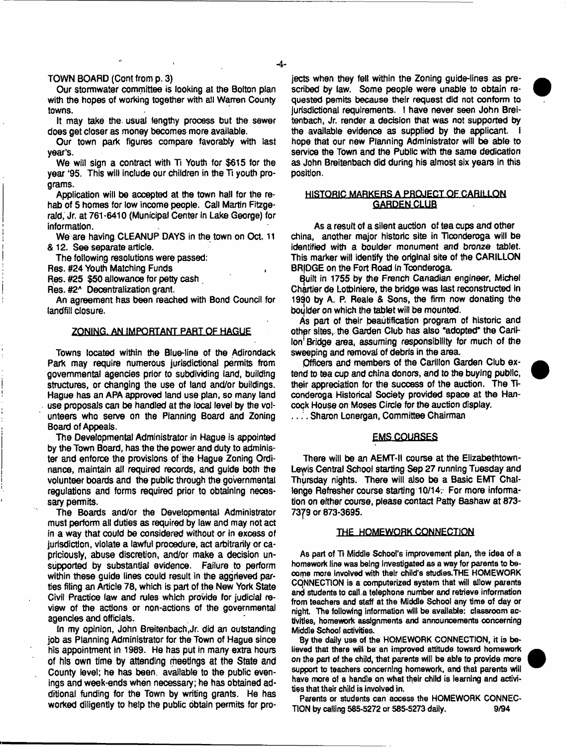TOWN BOARD (Cont from p. 3)

Our stormwater committee is looking at the Bolton plan with the hopes of working together with all Warren County towns.

It may take the usual lengthy process but the sewer does get closer as money becomes more available.

Our town park figures compare favorably with last year's.

We will sign a contract with Ti Youth for $615 for the year '95. This will include our children in the Ti youth programs.

Application will be accepted at the town hall for the rehab of 5 homes for low income people. Call Martin Fitzgerald, Jr. at 761-6410 (Municipal Center in Lake George) for information.

We are having CLEANUP DAYS in the town on Oct. 11 & 12. See separate article.

The following resolutions were passed:

Res. #24 Youth Matching Funds

Res. #25 $50 allowance for petty cash

Res. #2^ Decentralization grant.

An agreement has been reached with Bond Council for landfill closure.

## ZONING. AN IMPORTANT PART OF HAGUE

Towns located within the Blue-line of the Adirondack Park may require numerous jurisdictional permits from governmental agencies prior to subdividing land, building structures, or changing the use of land and/or buildings. Hague has an APA approved land use plan, so many land use proposals can be handled at the local level by the volunteers who serve on the Planning Board and Zoning Board of Appeals.

The Developmental Administrator in Hague is appointed by the Town Board, has the the power and duty to administer and enforce the provisions of the Hague Zoning Ordinance, maintain all required records, and guide both the volunteer boards and the public through the governmental regulations and forms required prior to obtaining necessary permits.

The Boards and/or the Developmental Administrator must perform all duties as required by law and may not act in a way that could be considered without or in excess of jurisdiction, violate a lawful procedure, act arbitrarily or capriciously, abuse discretion, and/or make a decision unsupported by substantial evidence. Failure to perform within these guide lines could result in the aggrieved parties filing an Article 78, which is part of the New York State Civil Practice law and rules which provide for judicial review of the actions or non-actions of the governmental agencies and officials.

In my opinion, John Breitenbach,Jr. did an outstanding job as Planning Administrator for the Town of Hague since his appointment in 1989. He has put in many extra hours of his own time by attending meetings at the State and County level; he has been available to the public evenings and week-ends when necessary; he has obtained additional funding for the Town by writing grants. He has worked diligently to help the public obtain permits for projects when they fell within the Zoning guide-lines as prescribed by law. Some people were unable to obtain requested pemits because their request did not conform to jurisdictional requirements. I have never seen John Breitenbach, Jr. render a decision that was not supported by the available evidence as supplied by the applicant. I hope that our new Planning Administrator will be able to service the Town and the Public with the same dedication as John Breitenbach did during his almost six years in this position.

## HISTORIC MARKERS A PROJECT OF CARILLON GARDEN CLUB

As a result of a silent auction of tea cups and other china, another major historic site in Ticonderoga will be identified with a boulder monument and bronze tablet. This marker will identify the original site of the CARILLON BRIDGE on the Fort Road in Ticonderoga.

Built in 1755 by the French Canadian engineer, Michel Chartier de Lotbiniere, the bridge was last reconstructed in 1990 by A. P. Reale & Sons, the firm now donating the boulder on which the tablet will be mounted.

As part of their beautification program of historic and other sites, the Garden Club has also "adopted" the Carillon Bridge area, assuming responsibility for much of the sweeping and removal of debris in the area.

Officers and members of the Carillon Garden Club extend to tea cup and china donors, and to the buying public, their appreciation for the success of the auction. The Ticonderoga Historical Society provided space at the Hancock House on Moses Circle for the auction display.

. . . . Sharon Lonergan, Committee Chairman

## EMS COURSES

There will be an AEMT-II course at the Elizabethtown-Lewis Central School starting Sep 27 running Tuesday and Thursday nights. There will also be a Basic EMT Challenge Refresher course starting 10/14. For more information on either course, please contact Patty Bashaw at 873-7379 or 873-3695.

## THE HOMEWORK CONNECTION

As part of Ti Middle School's improvement plan, the idea of a homework line was being investigated as a way for parents to become more involved with their child's studies.THE HOMEWORK CONNECTION is a computerized system that will allow parents and students to call a telephone number and retrieve information from teachers and staff at the Middle School any time of day or night. The following information will be available: classroom activities, homework assignments and announcements concerning Middle School activities.

By the daily use of the HOMEWORK CONNECTION, it is believed that there will be an improved attitude toward homework on the part of the child, that parents will be able to provide more support to teachers concerning homework, and that parents will have more of a handle on what their child is learning and activities that their child is involved in.

Parents or students can access the HOMEWORK CONNECTION by calling 585-5272 or 585-5273 daily. 9/94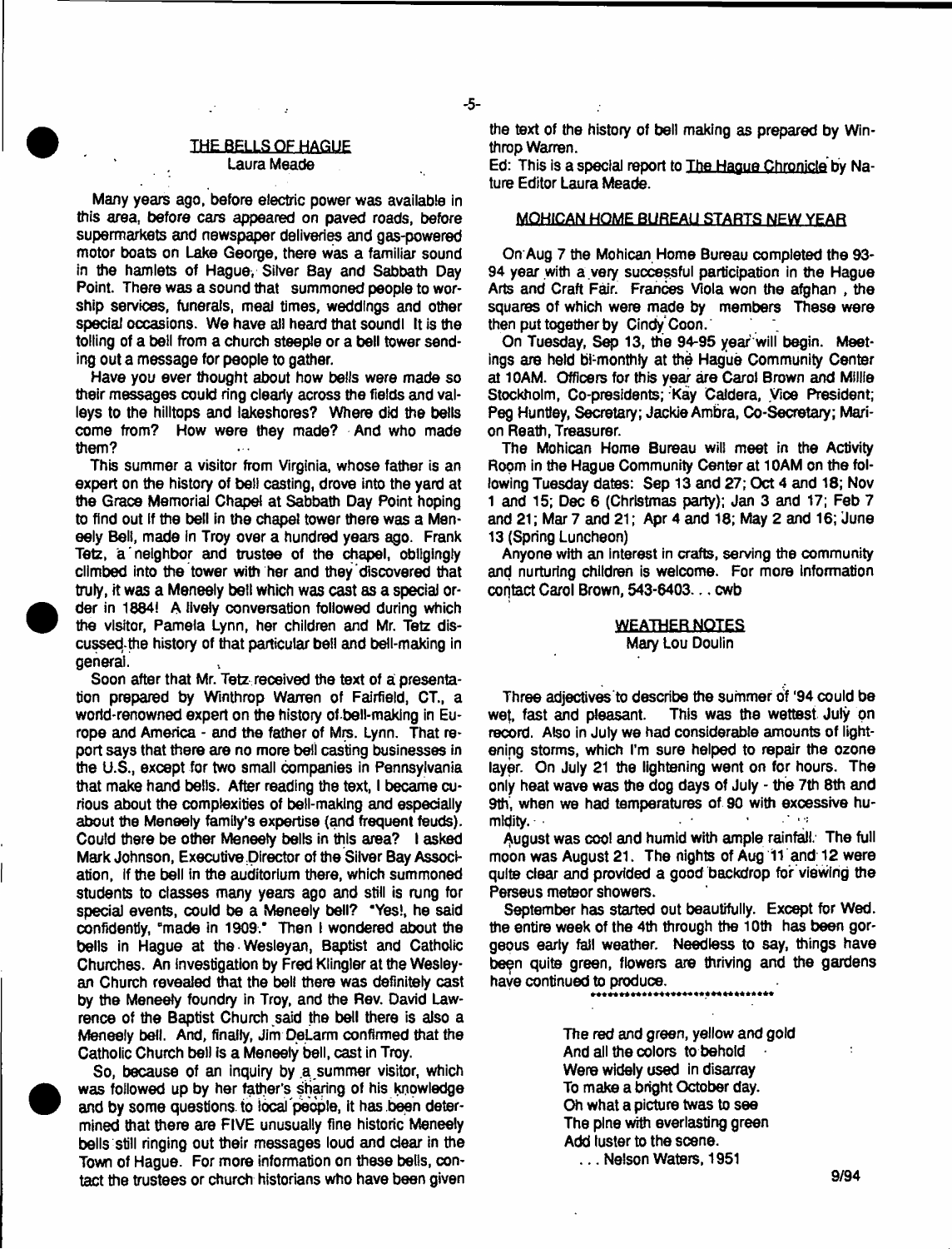## THE BELLS OF HAGUE

Laura Meade

Many years ago, before electric power was available in this area, before cars appeared on paved roads, before supermarkets and newspaper deliveries and gas-powered motor boats on Lake George, there was a familiar sound in the hamlets of Hague, Silver Bay and Sabbath Day Point. There was a sound that summoned people to worship services, funerals, meal times, weddings and other special occasions. We have all heard that sound! It is the tolling of a bell from a church steeple or a bell tower sending out a message for people to gather.

Have you ever thought about how bells were made so their messages could ring clearly across the fields and valleys to the hilltops and lakeshores? Where did the bells come from? How were they made? And who made them?

This summer a visitor from Virginia, whose father is an expert on the history of bell casting, drove into the yard at the Grace Memorial Chapel at Sabbath Day Point hoping to find out if the bell in the chapel tower there was a Meneely Bell, made in Troy over a hundred years ago. Frank Tetz, a neighbor and trustee of the chapel, obligingly climbed into the tower with her and they discovered that truly, it was a Meneely bell which was cast as a special order in 1884! A lively conversation followed during which the visitor, Pamela Lynn, her children and Mr. Tetz discussed the history of that particular bell and bell-making in general.

Soon after that Mr. Tetz received the text of a presentation prepared by Winthrop Warren of Fairfield, CT., a world-renowned expert on the history of bell-making in Europe and America - and the father of Mrs. Lynn. That report says that there are no more bell casting businesses in the U.S., except for two small companies in Pennsylvania that make hand bells. After reading the text, I became curious about the complexities of bell-making and especially about the Meneely family's expertise (and frequent feuds). Could there be other Meneely bells in this area? I asked Mark Johnson, Executive Director of the Silver Bay Association, if the bell in the auditorium there, which summoned students to classes many years ago and still is rung for special events, could be a Meneely bell? "Yes!, he said confidently, "made in 1909." Then I wondered about the bells in Hague at the Wesleyan, Baptist and Catholic Churches. An investigation by Fred Klingler at the Wesleyan Church revealed that the bell there was definitely cast by the Meneely foundry in Troy, and the Rev. David Lawrence of the Baptist Church said the bell there is also a Meneely bell. And, finally, Jim DeLarm confirmed that the Catholic Church bell is a Meneely bell, cast in Troy.

So, because of an inquiry by a summer visitor, which was followed up by her father's sharing of his knowledge and by some questions to local people, it has been determined that there are FIVE unusually fine historic Meneely bells still ringing out their messages loud and clear in the Town of Hague. For more information on these bells, contact the trustees or church historians who have been given the text of the history of bell making as prepared by Winthrop Warren.

Ed: This is a special report to The Hague Chronicle by Nature Editor Laura Meade.

## MOHICAN HOME BUREAU STARTS NEW YEAR

On Aug 7 the Mohican Home Bureau completed the 93-94 year with a very successful participation in the Hague Arts and Craft Fair. Frances Viola won the afghan , the squares of which were made by members These were then put together by Cindy Coon.

On Tuesday, Sep 13, the 94-95 year will begin. Meetings are held bi-monthly at the Hague Community Center at 10AM. Officers for this year are Carol Brown and Millie Stockholm, Co-presidents; Kay Caldera, Vice President; Peg Huntley, Secretary; Jackie Ambra, Co-Secretary; Marion Reath, Treasurer.

The Mohican Home Bureau will meet in the Activity Room in the Hague Community Center at 10AM on the following Tuesday dates: Sep 13 and 27; Oct 4 and 18; Nov 1 and 15; Dec 6 (Christmas party); Jan 3 and 17; Feb 7 and 21; Mar 7 and 21; Apr 4 and 18; May 2 and 16; June 13 (Spring Luncheon)

Anyone with an interest in crafts, serving the community and nurturing children is welcome. For more information contact Carol Brown, 543-6403. . . cwb

## WEATHER NOTES

Mary Lou Doulin

Three adjectives to describe the summer of '94 could be wet, fast and pleasant. This was the wettest July on record. Also in July we had considerable amounts of lightening storms, which I'm sure helped to repair the ozone layer. On July 21 the lightening went on for hours. The only heat wave was the dog days of July - the 7th 8th and 9th, when we had temperatures of 90 with excessive humidity.

August was cool and humid with ample rainfall. The full moon was August 21. The nights of Aug 11 and 12 were quite clear and provided a good backdrop for viewing the Perseus meteor showers.

September has started out beautifully. Except for Wed. the entire week of the 4th through the 10th has been gorgeous early fall weather. Needless to say, things have been quite green, flowers are thriving and the gardens have continued to produce.

\*\*\*\*\*\*\*\*\*\*\*\*\*\*\*\*\*\*\*\*\*\*\*\*\*\*\*\*\*\*\*\*

The red and green, yellow and gold  
And all the colors to behold  
Were widely used in disarray  
To make a bright October day.  
Oh what a picture twas to see  
The pine with everlasting green  
Add luster to the scene.  
. . . Nelson Waters, 1951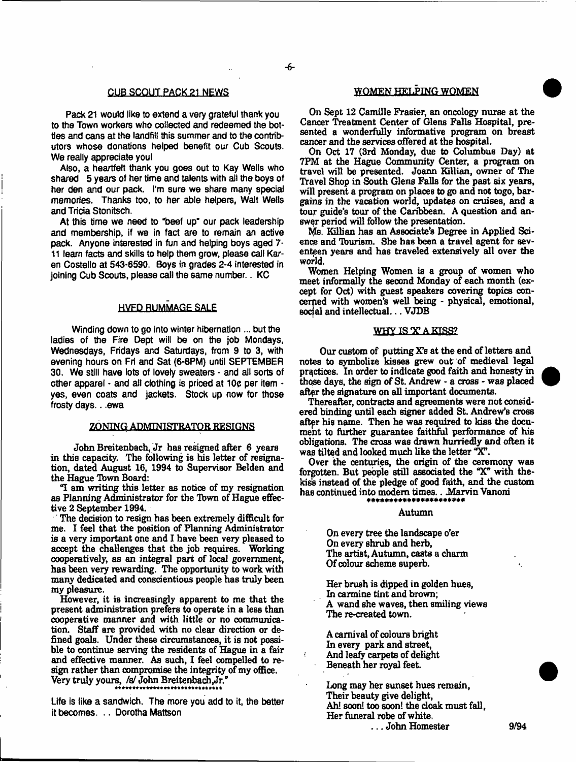## CUB SCOUT PACK 21 NEWS

Pack 21 would like to extend a very grateful thank you to the Town workers who collected and redeemed the bottles and cans at the landfill this summer and to the contributors whose donations helped benefit our Cub Scouts. We really appreciate you!

Also, a heartfelt thank you goes out to Kay Wells who shared 5 years of her time and talents with all the boys of her den and our pack. I'm sure we share many special memories. Thanks too, to her able helpers, Walt Wells and Tricia Stonitsch.

At this time we need to "beef up" our pack leadership and membership, if we in fact are to remain an active pack. Anyone interested in fun and helping boys aged 7-11 learn facts and skills to help them grow, please call Karen Costello at 543-6590. Boys in grades 2-4 interested in joining Cub Scouts, please call the same number. . KC

## HVFD RUMMAGE SALE

Winding down to go into winter hibernation ... but the ladies of the Fire Dept will be on the job Mondays, Wednesdays, Fridays and Saturdays, from 9 to 3, with evening hours on Fri and Sat (6-8PM) until SEPTEMBER 30. We still have lots of lovely sweaters - and all sorts of other apparel - and all clothing is priced at 10¢ per item - yes, even coats and jackets. Stock up now for those frosty days. . .ewa

## ZONING ADMINISTRATOR RESIGNS

John Breitenbach, Jr has resigned after 6 years in this capacity. The following is his letter of resignation, dated August 16, 1994 to Supervisor Belden and the Hague Town Board:

"I am writing this letter as notice of my resignation as Planning Administrator for the Town of Hague effective 2 September 1994.

The decision to resign has been extremely difficult for me. I feel that the position of Planning Administrator is a very important one and I have been very pleased to accept the challenges that the job requires. Working cooperatively, as an integral part of local government, has been very rewarding. The opportunity to work with many dedicated and conscientious people has truly been my pleasure.

However, it is increasingly apparent to me that the present administration prefers to operate in a less than cooperative manner and with little or no communication. Staff are provided with no clear direction or defined goals. Under these circumstances, it is not possible to continue serving the residents of Hague in a fair and effective manner. As such, I feel compelled to resign rather than compromise the integrity of my office. Very truly yours, /s/ John Breitenbach,Jr."

\*\*\*\*\*\*\*\*\*\*\*\*\*\*\*\*\*\*\*\*\*\*\*\*\*\*\*\*\*\*

Life is like a sandwich. The more you add to it, the better it becomes. . . Dorotha Mattson

## WOMEN HELPING WOMEN

On Sept 12 Camille Frasier, an oncology nurse at the Cancer Treatment Center of Glens Falls Hospital, presented a wonderfully informative program on breast cancer and the services offered at the hospital.

On Oct 17 (3rd Monday, due to Columbus Day) at 7PM at the Hague Community Center, a program on travel will be presented. Joann Killian, owner of The Travel Shop in South Glens Falls for the past six years, will present a program on places to go and not togo, bargains in the vacation world, updates on cruises, and a tour guide's tour of the Caribbean. A question and answer period will follow the presentation.

Ms. Killian has an Associate's Degree in Applied Science and Tourism. She has been a travel agent for seventeen years and has traveled extensively all over the world.

Women Helping Women is a group of women who meet informally the second Monday of each month (except for Oct) with guest speakers covering topics concerned with women's well being - physical, emotional, social and intellectual. . . VJDB

## WHY IS 'X' A KISS?

Our custom of putting X's at the end of letters and notes to symbolize kisses grew out of medieval legal practices. In order to indicate good faith and honesty in those days, the sign of St. Andrew - a cross - was placed after the signature on all important documents.

Thereafter, contracts and agreements were not considered binding until each signer added St. Andrew's cross after his name. Then he was required to kiss the document to further guarantee faithful performance of his obligations. The cross was drawn hurriedly and often it was tilted and looked much like the letter "X".

Over the centuries, the origin of the ceremony was forgotten. But people still associated the "X" with the kiss instead of the pledge of good faith, and the custom has continued into modern times. . .Marvin Vanoni

\*\*\*\*\*\*\*\*\*\*\*\*\*\*\*\*\*\*\*\*\*\*\*

### Autumn

On every tree the landscape o'er
On every shrub and herb,
The artist, Autumn, casts a charm
Of colour scheme superb.

Her brush is dipped in golden hues,
In carmine tint and brown;
A wand she waves, then smiling views
The re-created town.

A carnival of colours bright
In every park and street,
And leafy carpets of delight
Beneath her royal feet.

Long may her sunset hues remain,
Their beauty give delight,
Ah! soon! too soon! the cloak must fall,
Her funeral robe of white.

. . . John Homester 9/94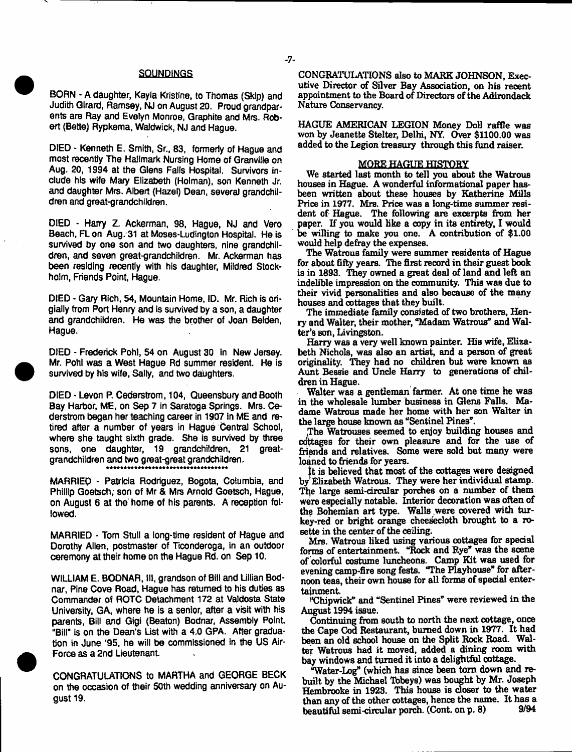## SOUNDINGS

BORN - A daughter, Kayla Kristine, to Thomas (Skip) and Judith Girard, Ramsey, NJ on August 20. Proud grandparents are Ray and Evelyn Monroe, Graphite and Mrs. Robert (Bette) Rypkema, Waldwick, NJ and Hague.

DIED - Kenneth E. Smith, Sr., 83, formerly of Hague and most recently The Hallmark Nursing Home of Granville on Aug. 20, 1994 at the Glens Falls Hospital. Survivors include his wife Mary Elizabeth (Holman), son Kenneth Jr. and daughter Mrs. Albert (Hazel) Dean, several grandchildren and great-grandchildren.

DIED - Harry Z. Ackerman, 98, Hague, NJ and Vero Beach, FL on Aug. 31 at Moses-Ludington Hospital. He is survived by one son and two daughters, nine grandchildren, and seven great-grandchildren. Mr. Ackerman has been residing recently with his daughter, Mildred Stockholm, Friends Point, Hague.

DIED - Gary Rich, 54, Mountain Home, ID. Mr. Rich is origially from Port Henry and is survived by a son, a daughter and grandchildren. He was the brother of Joan Belden, Hague.

DIED - Frederick Pohl, 54 on August 30 in New Jersey. Mr. Pohl was a West Hague Rd summer resident. He is survived by his wife, Sally, and two daughters.

DIED - Levon P. Cederstrom, 104, Queensbury and Booth Bay Harbor, ME, on Sep 7 in Saratoga Springs. Mrs. Cederstrom began her teaching career in 1907 in ME and retired after a number of years in Hague Central School, where she taught sixth grade. She is survived by three sons, one daughter, 19 grandchildren, 21 great-grandchildren and two great-great grandchildren.

\*\*\*\*\*\*\*\*\*\*\*\*\*\*\*\*\*\*\*\*\*\*\*\*\*\*\*\*\*\*\*\*\*\*

MARRIED - Patricia Rodriguez, Bogota, Columbia, and Phillip Goetsch, son of Mr & Mrs Arnold Goetsch, Hague, on August 6 at the home of his parents. A reception followed.

MARRIED - Tom Stull a long-time resident of Hague and Dorothy Allen, postmaster of Ticonderoga, in an outdoor ceremony at their home on the Hague Rd. on Sep 10.

WILLIAM E. BODNAR, III, grandson of Bill and Lillian Bodnar, Pine Cove Road, Hague has returned to his duties as Commander of ROTC Detachment 172 at Valdosta State University, GA, where he is a senior, after a visit with his parents, Bill and Gigi (Beaton) Bodnar, Assembly Point. "Bill" is on the Dean's List with a 4.0 GPA. After graduation in June '95, he will be commissioned in the US Air-Force as a 2nd Lieutenant.

CONGRATULATIONS to MARTHA and GEORGE BECK on the occasion of their 50th wedding anniversary on August 19.

CONGRATULATIONS also to MARK JOHNSON, Executive Director of Silver Bay Association, on his recent appointment to the Board of Directors of the Adirondack Nature Conservancy.

HAGUE AMERICAN LEGION Money Doll raffle was won by Jeanette Stelter, Delhi, NY. Over $1100.00 was added to the Legion treasury through this fund raiser.

## MORE HAGUE HISTORY

We started last month to tell you about the Watrous houses in Hague. A wonderful informational paper has been written about these houses by Katherine Mills Price in 1977. Mrs. Price was a long-time summer resident of Hague. The following are excerpts from her paper. If you would like a copy in its entirety, I would be willing to make you one. A contribution of $1.00 would help defray the expenses.

The Watrous family were summer residents of Hague for about fifty years. The first record in their guest book is in 1893. They owned a great deal of land and left an indelible impression on the community. This was due to their vivid personalities and also because of the many houses and cottages that they built.

The immediate family consisted of two brothers, Henry and Walter, their mother, "Madam Watrous" and Walter's son, Livingston.

Harry was a very well known painter. His wife, Elizabeth Nichols, was also an artist, and a person of great originality. They had no children but were known as Aunt Bessie and Uncle Harry to generations of children in Hague.

Walter was a gentleman farmer. At one time he was in the wholesale lumber business in Glens Falls. Madame Watrous made her home with her son Walter in the large house known as "Sentinel Pines".

The Watrouses seemed to enjoy building houses and cottages for their own pleasure and for the use of friends and relatives. Some were sold but many were loaned to friends for years.

It is believed that most of the cottages were designed by Elizabeth Watrous. They were her individual stamp. The large semi-circular porches on a number of them were especially notable. Interior decoration was often of the Bohemian art type. Walls were covered with turkey-red or bright orange cheesecloth brought to a rosette in the center of the ceiling.

Mrs. Watrous liked using various cottages for special forms of entertainment. "Rock and Rye" was the scene of colorful costume luncheons. Camp Kit was used for evening camp-fire song fests. "The Playhouse" for afternoon teas, their own house for all forms of special entertainment.

"Chipwick" and "Sentinel Pines" were reviewed in the August 1994 issue.

Continuing from south to north the next cottage, once the Cape Cod Restaurant, burned down in 1977. It had been an old school house on the Split Rock Road. Walter Watrous had it moved, added a dining room with bay windows and turned it into a delightful cottage.

"Water-Log" (which has since been torn down and rebuilt by the Michael Tobeys) was bought by Mr. Joseph Hembrooke in 1923. This house is closer to the water than any of the other cottages, hence the name. It has a beautiful semi-circular porch. (Cont. on p. 8) 9/94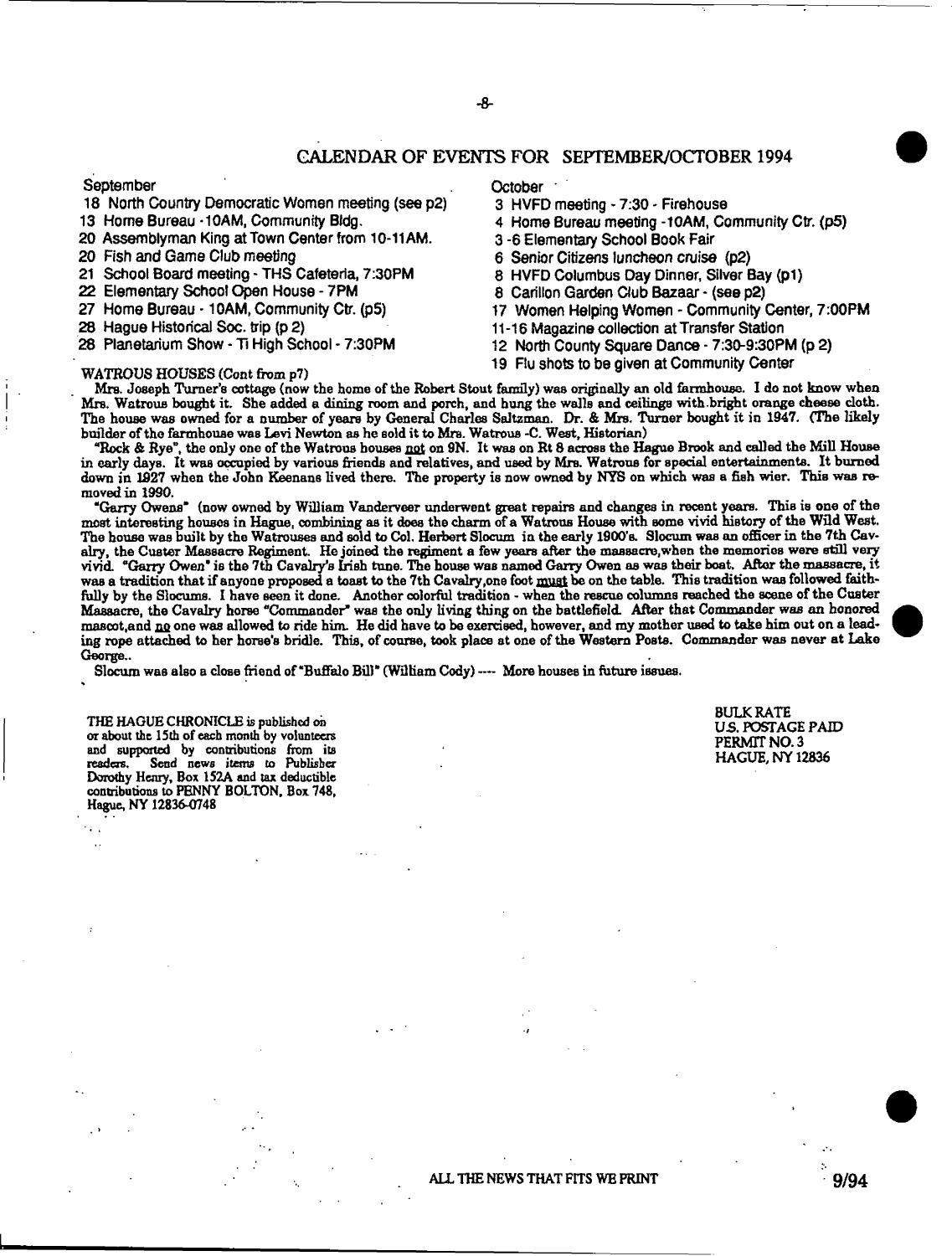## CALENDAR OF EVENTS FOR SEPTEMBER/OCTOBER 1994

**September**

18 North Country Democratic Women meeting (see p2)
13 Home Bureau - 10AM, Community Bldg.
20 Assemblyman King at Town Center from 10-11AM.
20 Fish and Game Club meeting
21 School Board meeting - THS Cafeteria, 7:30PM
22 Elementary School Open House - 7PM
27 Home Bureau - 10AM, Community Ctr. (p5)
28 Hague Historical Soc. trip (p 2)
28 Planetarium Show - Ti High School - 7:30PM

**October**

3 HVFD meeting - 7:30 - Firehouse
4 Home Bureau meeting - 10AM, Community Ctr. (p5)
3 -6 Elementary School Book Fair
6 Senior Citizens luncheon cruise (p2)
8 HVFD Columbus Day Dinner, Silver Bay (p1)
8 Carillon Garden Club Bazaar - (see p2)
17 Women Helping Women - Community Center, 7:00PM
11-16 Magazine collection at Transfer Station
12 North County Square Dance - 7:30-9:30PM (p 2)
19 Flu shots to be given at Community Center

### WATROUS HOUSES (Cont from p7)

Mrs. Joseph Turner's cottage (now the home of the Robert Stout family) was originally an old farmhouse. I do not know when Mrs. Watrous bought it. She added a dining room and porch, and hung the walls and ceilings with bright orange cheese cloth. The house was owned for a number of years by General Charles Saltzman. Dr. & Mrs. Turner bought it in 1947. (The likely builder of the farmhouse was Levi Newton as he sold it to Mrs. Watrous -C. West, Historian)

"Rock & Rye", the only one of the Watrous houses not on 9N. It was on Rt 8 across the Hague Brook and called the Mill House in early days. It was occupied by various friends and relatives, and used by Mrs. Watrous for special entertainments. It burned down in 1927 when the John Keenans lived there. The property is now owned by NYS on which was a fish wier. This was removed in 1990.

"Garry Owens" (now owned by William Vanderveer underwent great repairs and changes in recent years. This is one of the most interesting houses in Hague, combining as it does the charm of a Watrous House with some vivid history of the Wild West. The house was built by the Watrouses and sold to Col. Herbert Slocum in the early 1900's. Slocum was an officer in the 7th Cavalry, the Custer Massacre Regiment. He joined the regiment a few years after the massacre, when the memories were still very vivid. "Garry Owen" is the 7th Cavalry's Irish tune. The house was named Garry Owen as was their boat. After the massacre, it was a tradition that if anyone proposed a toast to the 7th Cavalry, one foot must be on the table. This tradition was followed faithfully by the Slocums. I have seen it done. Another colorful tradition - when the rescue columns reached the scene of the Custer Massacre, the Cavalry horse "Commander" was the only living thing on the battlefield. After that Commander was an honored mascot, and no one was allowed to ride him. He did have to be exercised, however, and my mother used to take him out on a leading rope attached to her horse's bridle. This, of course, took place at one of the Western Posts. Commander was never at Lake George..

Slocum was also a close friend of "Buffalo Bill" (William Cody) ---- More houses in future issues.

THE HAGUE CHRONICLE is published on or about the 15th of each month by volunteers and supported by contributions from its readers. Send news items to Publisher Dorothy Henry, Box 152A and tax deductible contributions to PENNY BOLTON, Box 748, Hague, NY 12836-0748

BULK RATE
U.S. POSTAGE PAID
PERMIT NO. 3
HAGUE, NY 12836

ALL THE NEWS THAT FITS WE PRINT

9/94